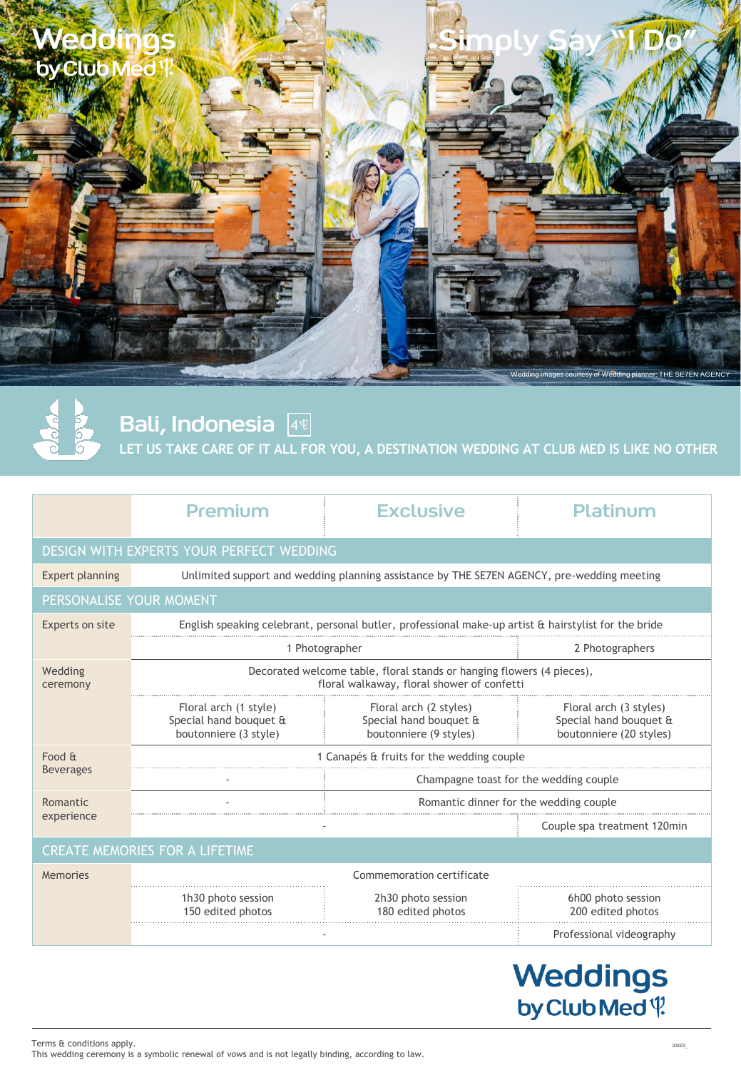# Weddings by Club Med

## Simply Say "I Do"

Wedding images courtesy of Wedding planner: THE SE7EN AGENCY

## Bali, Indonesia 4

LET US TAKE CARE OF IT ALL FOR YOU, A DESTINATION WEDDING AT CLUB MED IS LIKE NO OTHER

| | Premium | Exclusive | Platinum |
|---|---|---|---|
| **DESIGN WITH EXPERTS YOUR PERFECT WEDDING** | | | |
| Expert planning | Unlimited support and wedding planning assistance by THE SE7EN AGENCY, pre-wedding meeting | | |
| **PERSONALISE YOUR MOMENT** | | | |
| Experts on site | English speaking celebrant, personal butler, professional make-up artist & hairstylist for the bride | | |
| | 1 Photographer | | 2 Photographers |
| Wedding ceremony | Decorated welcome table, floral stands or hanging flowers (4 pieces), floral walkaway, floral shower of confetti | | |
| | Floral arch (1 style) Special hand bouquet & boutonniere (3 style) | Floral arch (2 styles) Special hand bouquet & boutonniere (9 styles) | Floral arch (3 styles) Special hand bouquet & boutonniere (20 styles) |
| Food & Beverages | 1 Canapés & fruits for the wedding couple | | |
| | - | Champagne toast for the wedding couple | |
| Romantic experience | - | Romantic dinner for the wedding couple | |
| | - | | Couple spa treatment 120min |
| **CREATE MEMORIES FOR A LIFETIME** | | | |
| Memories | Commemoration certificate | | |
| | 1h30 photo session 150 edited photos | 2h30 photo session 180 edited photos | 6h00 photo session 200 edited photos |
| | - | | Professional videography |

Weddings by Club Med

Terms & conditions apply.
This wedding ceremony is a symbolic renewal of vows and is not legally binding, according to law.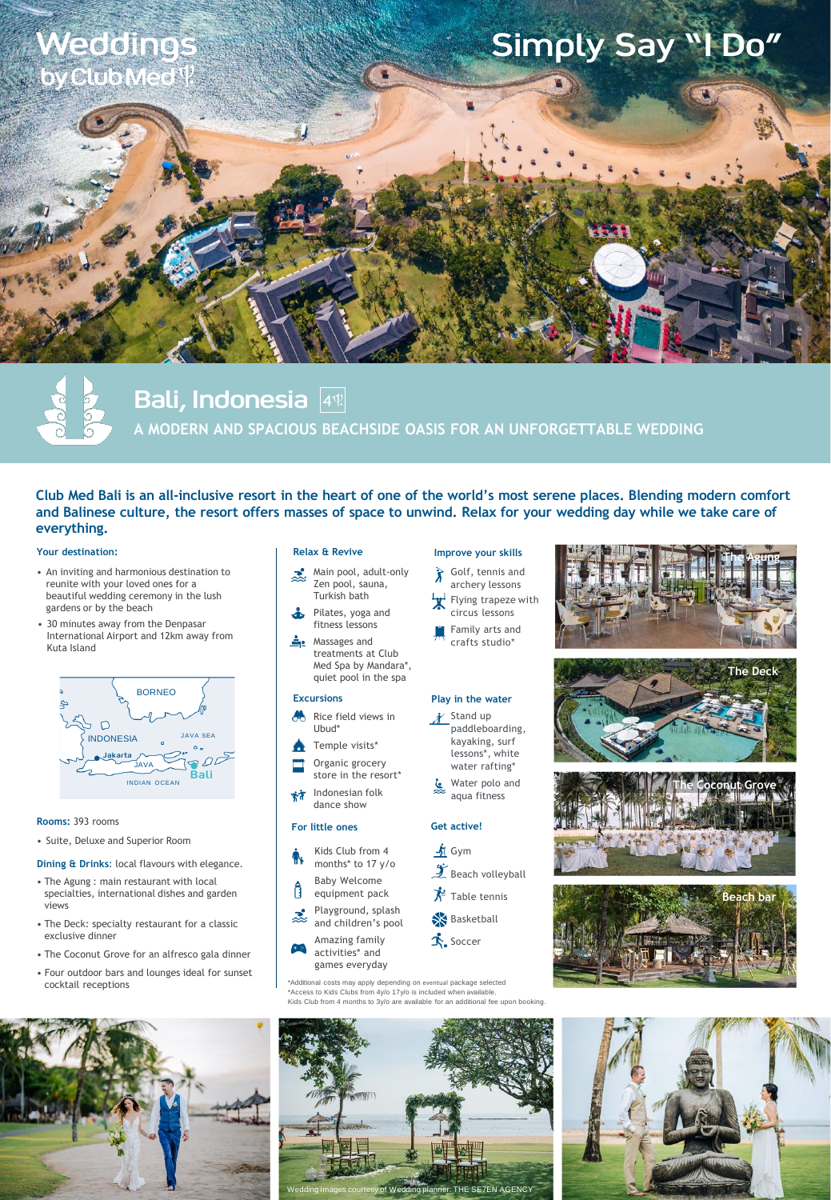# Weddings by Club Med

# Simply Say "I Do"

## Bali, Indonesia 4

**A MODERN AND SPACIOUS BEACHSIDE OASIS FOR AN UNFORGETTABLE WEDDING**

**Club Med Bali is an all-inclusive resort in the heart of one of the world's most serene places. Blending modern comfort and Balinese culture, the resort offers masses of space to unwind. Relax for your wedding day while we take care of everything.**

### Your destination:

- An inviting and harmonious destination to reunite with your loved ones for a beautiful wedding ceremony in the lush gardens or by the beach
- 30 minutes away from the Denpasar International Airport and 12km away from Kuta Island

BORNEO
INDONESIA
JAVA SEA
Jakarta
JAVA
Bali
INDIAN OCEAN

**Rooms:** 393 rooms

- Suite, Deluxe and Superior Room

**Dining & Drinks:** local flavours with elegance.

- The Agung : main restaurant with local specialties, international dishes and garden views
- The Deck: specialty restaurant for a classic exclusive dinner
- The Coconut Grove for an alfresco gala dinner
- Four outdoor bars and lounges ideal for sunset cocktail receptions

### Relax & Revive

- Main pool, adult-only Zen pool, sauna, Turkish bath
- Pilates, yoga and fitness lessons
- Massages and treatments at Club Med Spa by Mandara*, quiet pool in the spa

### Excursions

- Rice field views in Ubud*
- Temple visits*
- Organic grocery store in the resort*
- Indonesian folk dance show

### For little ones

- Kids Club from 4 months* to 17 y/o
- Baby Welcome equipment pack
- Playground, splash and children's pool
- Amazing family activities* and games everyday

### Improve your skills

- Golf, tennis and archery lessons
- Flying trapeze with circus lessons
- Family arts and crafts studio*

### Play in the water

- Stand up paddleboarding, kayaking, surf lessons*, white water rafting*
- Water polo and aqua fitness

### Get active!

- Gym
- Beach volleyball
- Table tennis
- Basketball
- Soccer

*Additional costs may apply depending on eventual package selected
*Access to Kids Clubs from 4y/o 17y/o is included when available.
Kids Club from 4 months to 3y/o are available for an additional fee upon booking.

The Agung

The Deck

The Coconut Grove

Beach bar

Wedding images courtesy of Wedding planner: THE SE7EN AGENCY